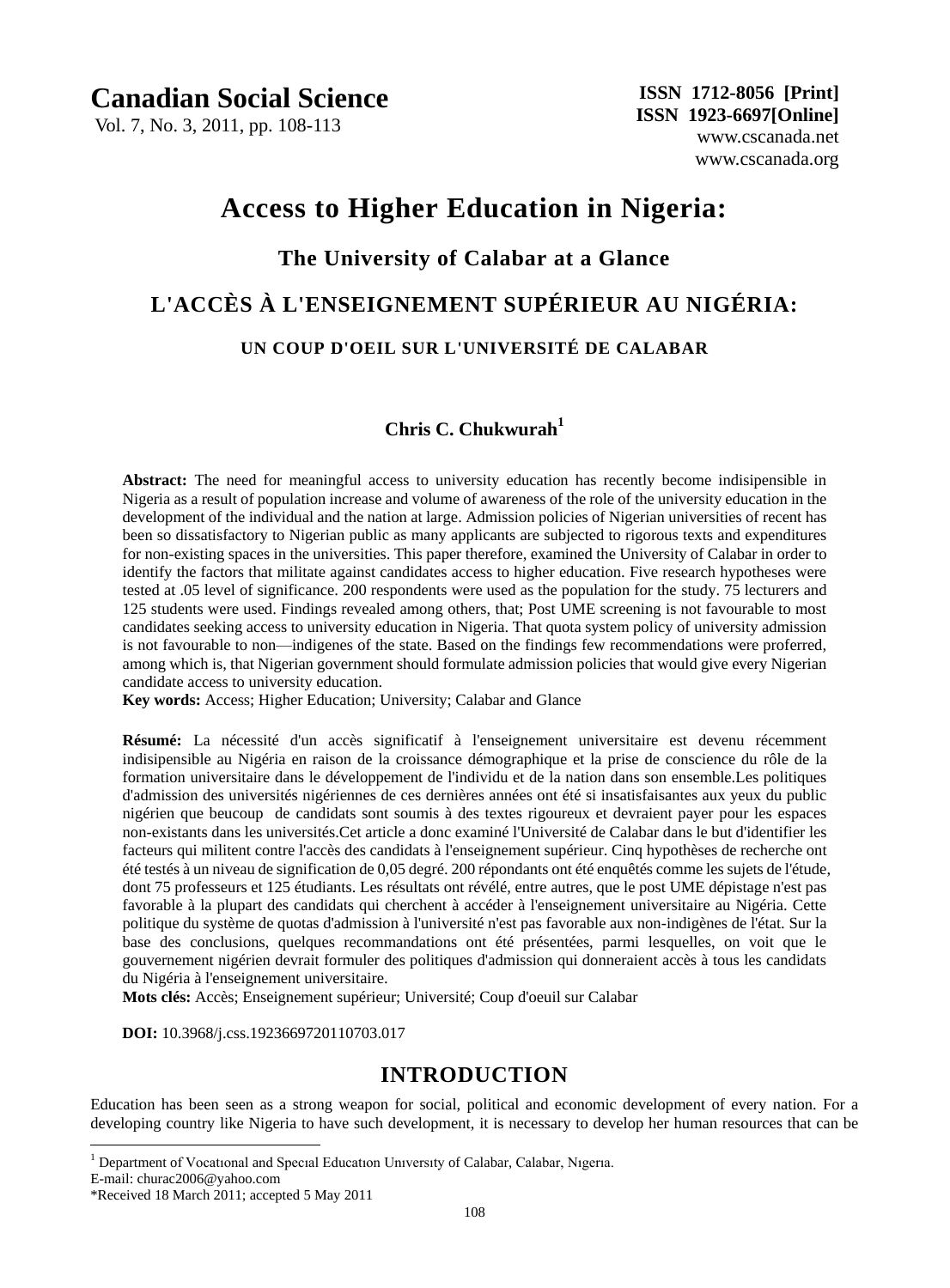# Access to Higher Education in Nigeria:

## The University of Calabar at a Glance

# L'ACCÈS À L'ENSEIGNEMENT SUPÉRIEUR AU NIGÉRIA:

## UN COUP D'OEIL SUR L'UNIVERSITÉ DE CALABAR

**Chris C. Chukwurah**[1]

**Abstract:** The need for meaningful access to university education has recently become indisipensible in Nigeria as a result of population increase and volume of awareness of the role of the university education in the development of the individual and the nation at large. Admission policies of Nigerian universities of recent has been so dissatisfactory to Nigerian public as many applicants are subjected to rigorous texts and expenditures for non-existing spaces in the universities. This paper therefore, examined the University of Calabar in order to identify the factors that militate against candidates access to higher education. Five research hypotheses were tested at .05 level of significance. 200 respondents were used as the population for the study. 75 lecturers and 125 students were used. Findings revealed among others, that; Post UME screening is not favourable to most candidates seeking access to university education in Nigeria. That quota system policy of university admission is not favourable to non—indigenes of the state. Based on the findings few recommendations were proferred, among which is, that Nigerian government should formulate admission policies that would give every Nigerian candidate access to university education.

**Key words:** Access; Higher Education; University; Calabar and Glance

**Résumé:** La nécessité d'un accès significatif à l'enseignement universitaire est devenu récemment indisipensible au Nigéria en raison de la croissance démographique et la prise de conscience du rôle de la formation universitaire dans le développement de l'individu et de la nation dans son ensemble.Les politiques d'admission des universités nigériennes de ces dernières années ont été si insatisfaisantes aux yeux du public nigérien que beucoup de candidats sont soumis à des textes rigoureux et devraient payer pour les espaces non-existants dans les universités.Cet article a donc examiné l'Université de Calabar dans le but d'identifier les facteurs qui militent contre l'accès des candidats à l'enseignement supérieur. Cinq hypothèses de recherche ont été testés à un niveau de signification de 0,05 degré. 200 répondants ont été enquêtés comme les sujets de l'étude, dont 75 professeurs et 125 étudiants. Les résultats ont révélé, entre autres, que le post UME dépistage n'est pas favorable à la plupart des candidats qui cherchent à accéder à l'enseignement universitaire au Nigéria. Cette politique du système de quotas d'admission à l'université n'est pas favorable aux non-indigènes de l'état. Sur la base des conclusions, quelques recommandations ont été présentées, parmi lesquelles, on voit que le gouvernement nigérien devrait formuler des politiques d'admission qui donneraient accès à tous les candidats du Nigéria à l'enseignement universitaire.

**Mots clés:** Accès; Enseignement supérieur; Université; Coup d'oeuil sur Calabar

**DOI:** 10.3968/j.css.1923669720110703.017

## INTRODUCTION

Education has been seen as a strong weapon for social, political and economic development of every nation. For a developing country like Nigeria to have such development, it is necessary to develop her human resources that can be

---

[1] Department of Vocatıonal and Specıal Educatıon Unıversıty of Calabar, Calabar, Nıgerıa.
E-mail: churac2006@yahoo.com
*Received 18 March 2011; accepted 5 May 2011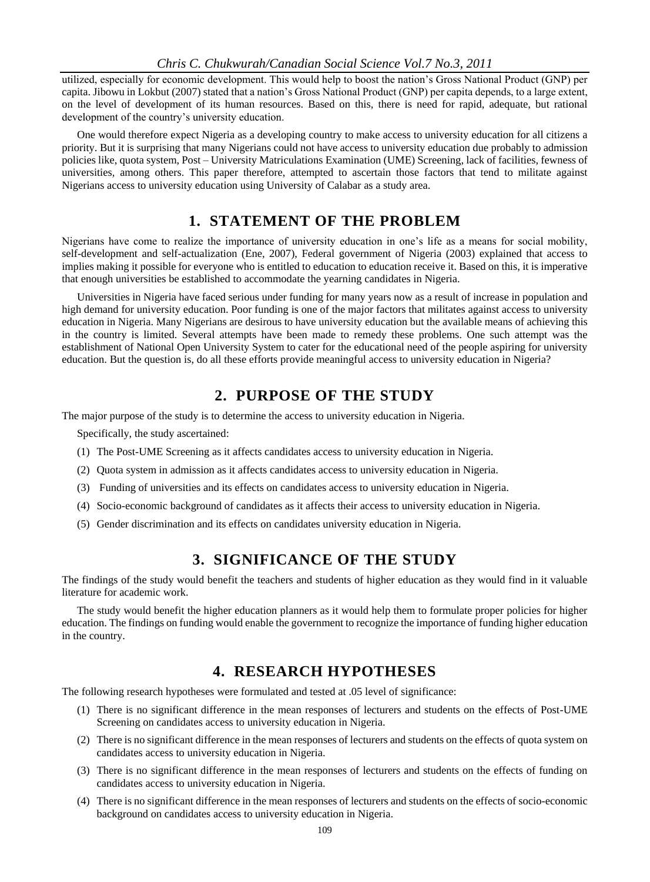utilized, especially for economic development. This would help to boost the nation's Gross National Product (GNP) per capita. Jibowu in Lokbut (2007) stated that a nation's Gross National Product (GNP) per capita depends, to a large extent, on the level of development of its human resources. Based on this, there is need for rapid, adequate, but rational development of the country's university education.

One would therefore expect Nigeria as a developing country to make access to university education for all citizens a priority. But it is surprising that many Nigerians could not have access to university education due probably to admission policies like, quota system, Post – University Matriculations Examination (UME) Screening, lack of facilities, fewness of universities, among others. This paper therefore, attempted to ascertain those factors that tend to militate against Nigerians access to university education using University of Calabar as a study area.

## 1. STATEMENT OF THE PROBLEM

Nigerians have come to realize the importance of university education in one's life as a means for social mobility, self-development and self-actualization (Ene, 2007), Federal government of Nigeria (2003) explained that access to implies making it possible for everyone who is entitled to education to education receive it. Based on this, it is imperative that enough universities be established to accommodate the yearning candidates in Nigeria.

Universities in Nigeria have faced serious under funding for many years now as a result of increase in population and high demand for university education. Poor funding is one of the major factors that militates against access to university education in Nigeria. Many Nigerians are desirous to have university education but the available means of achieving this in the country is limited. Several attempts have been made to remedy these problems. One such attempt was the establishment of National Open University System to cater for the educational need of the people aspiring for university education. But the question is, do all these efforts provide meaningful access to university education in Nigeria?

## 2. PURPOSE OF THE STUDY

The major purpose of the study is to determine the access to university education in Nigeria.

Specifically, the study ascertained:

(1) The Post-UME Screening as it affects candidates access to university education in Nigeria.

(2) Quota system in admission as it affects candidates access to university education in Nigeria.

(3) Funding of universities and its effects on candidates access to university education in Nigeria.

(4) Socio-economic background of candidates as it affects their access to university education in Nigeria.

(5) Gender discrimination and its effects on candidates university education in Nigeria.

## 3. SIGNIFICANCE OF THE STUDY

The findings of the study would benefit the teachers and students of higher education as they would find in it valuable literature for academic work.

The study would benefit the higher education planners as it would help them to formulate proper policies for higher education. The findings on funding would enable the government to recognize the importance of funding higher education in the country.

## 4. RESEARCH HYPOTHESES

The following research hypotheses were formulated and tested at .05 level of significance:

(1) There is no significant difference in the mean responses of lecturers and students on the effects of Post-UME Screening on candidates access to university education in Nigeria.

(2) There is no significant difference in the mean responses of lecturers and students on the effects of quota system on candidates access to university education in Nigeria.

(3) There is no significant difference in the mean responses of lecturers and students on the effects of funding on candidates access to university education in Nigeria.

(4) There is no significant difference in the mean responses of lecturers and students on the effects of socio-economic background on candidates access to university education in Nigeria.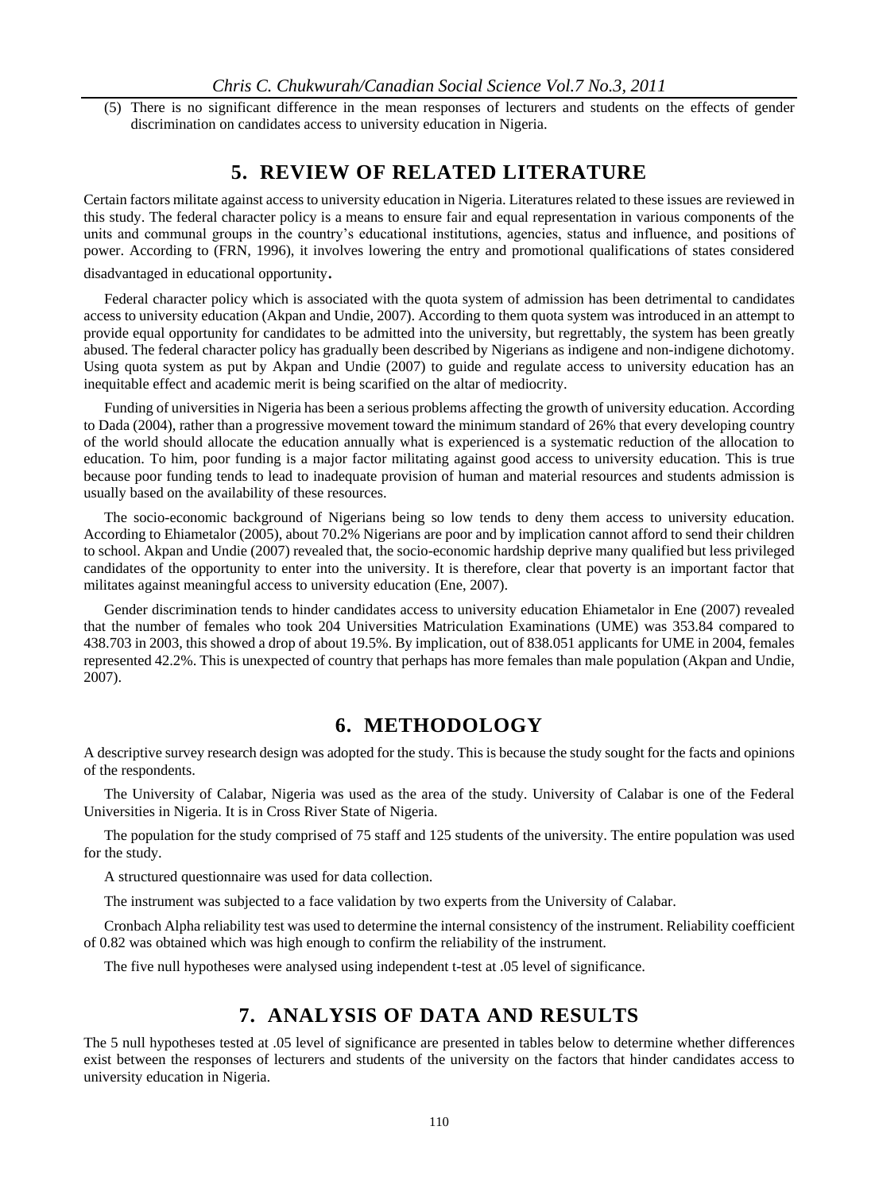(5) There is no significant difference in the mean responses of lecturers and students on the effects of gender discrimination on candidates access to university education in Nigeria.

## 5. REVIEW OF RELATED LITERATURE

Certain factors militate against access to university education in Nigeria. Literatures related to these issues are reviewed in this study. The federal character policy is a means to ensure fair and equal representation in various components of the units and communal groups in the country's educational institutions, agencies, status and influence, and positions of power. According to (FRN, 1996), it involves lowering the entry and promotional qualifications of states considered disadvantaged in educational opportunity.

Federal character policy which is associated with the quota system of admission has been detrimental to candidates access to university education (Akpan and Undie, 2007). According to them quota system was introduced in an attempt to provide equal opportunity for candidates to be admitted into the university, but regrettably, the system has been greatly abused. The federal character policy has gradually been described by Nigerians as indigene and non-indigene dichotomy. Using quota system as put by Akpan and Undie (2007) to guide and regulate access to university education has an inequitable effect and academic merit is being scarified on the altar of mediocrity.

Funding of universities in Nigeria has been a serious problems affecting the growth of university education. According to Dada (2004), rather than a progressive movement toward the minimum standard of 26% that every developing country of the world should allocate the education annually what is experienced is a systematic reduction of the allocation to education. To him, poor funding is a major factor militating against good access to university education. This is true because poor funding tends to lead to inadequate provision of human and material resources and students admission is usually based on the availability of these resources.

The socio-economic background of Nigerians being so low tends to deny them access to university education. According to Ehiametalor (2005), about 70.2% Nigerians are poor and by implication cannot afford to send their children to school. Akpan and Undie (2007) revealed that, the socio-economic hardship deprive many qualified but less privileged candidates of the opportunity to enter into the university. It is therefore, clear that poverty is an important factor that militates against meaningful access to university education (Ene, 2007).

Gender discrimination tends to hinder candidates access to university education Ehiametalor in Ene (2007) revealed that the number of females who took 204 Universities Matriculation Examinations (UME) was 353.84 compared to 438.703 in 2003, this showed a drop of about 19.5%. By implication, out of 838.051 applicants for UME in 2004, females represented 42.2%. This is unexpected of country that perhaps has more females than male population (Akpan and Undie, 2007).

## 6. METHODOLOGY

A descriptive survey research design was adopted for the study. This is because the study sought for the facts and opinions of the respondents.

The University of Calabar, Nigeria was used as the area of the study. University of Calabar is one of the Federal Universities in Nigeria. It is in Cross River State of Nigeria.

The population for the study comprised of 75 staff and 125 students of the university. The entire population was used for the study.

A structured questionnaire was used for data collection.

The instrument was subjected to a face validation by two experts from the University of Calabar.

Cronbach Alpha reliability test was used to determine the internal consistency of the instrument. Reliability coefficient of 0.82 was obtained which was high enough to confirm the reliability of the instrument.

The five null hypotheses were analysed using independent t-test at .05 level of significance.

## 7. ANALYSIS OF DATA AND RESULTS

The 5 null hypotheses tested at .05 level of significance are presented in tables below to determine whether differences exist between the responses of lecturers and students of the university on the factors that hinder candidates access to university education in Nigeria.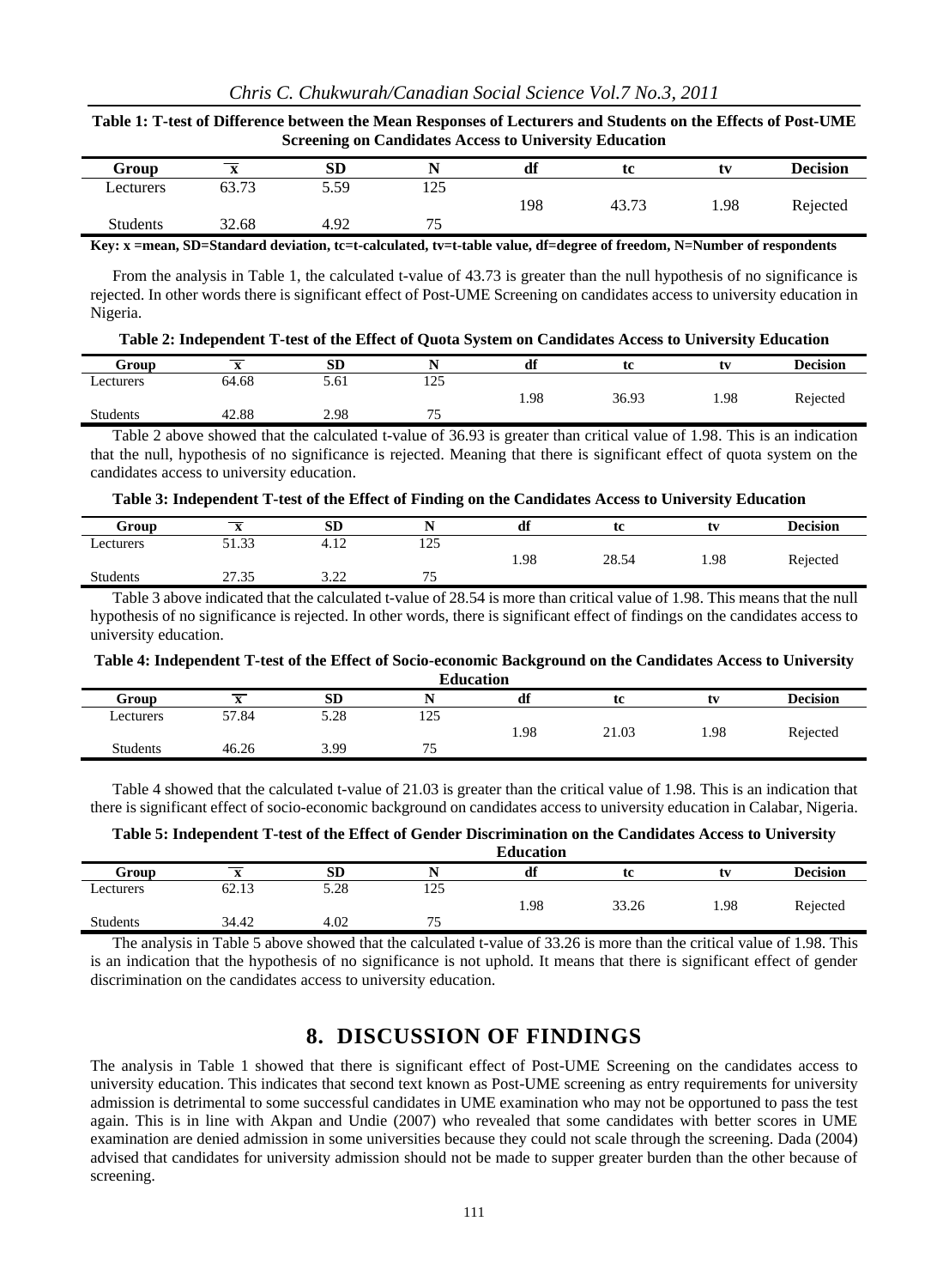**Table 1: T-test of Difference between the Mean Responses of Lecturers and Students on the Effects of Post-UME Screening on Candidates Access to University Education**

| Group | $\bar{x}$ | SD | N | df | tc | tv | Decision |
|---|---|---|---|---|---|---|---|
| Lecturers | 63.73 | 5.59 | 125 | 198 | 43.73 | 1.98 | Rejected |
| Students | 32.68 | 4.92 | 75 | | | | |

**Key: x =mean, SD=Standard deviation, tc=t-calculated, tv=t-table value, df=degree of freedom, N=Number of respondents**

From the analysis in Table 1, the calculated t-value of 43.73 is greater than the null hypothesis of no significance is rejected. In other words there is significant effect of Post-UME Screening on candidates access to university education in Nigeria.

**Table 2: Independent T-test of the Effect of Quota System on Candidates Access to University Education**

| Group | $\bar{x}$ | SD | N | df | tc | tv | Decision |
|---|---|---|---|---|---|---|---|
| Lecturers | 64.68 | 5.61 | 125 | 1.98 | 36.93 | 1.98 | Rejected |
| Students | 42.88 | 2.98 | 75 | | | | |

Table 2 above showed that the calculated t-value of 36.93 is greater than critical value of 1.98. This is an indication that the null, hypothesis of no significance is rejected. Meaning that there is significant effect of quota system on the candidates access to university education.

**Table 3: Independent T-test of the Effect of Finding on the Candidates Access to University Education**

| Group | $\bar{x}$ | SD | N | df | tc | tv | Decision |
|---|---|---|---|---|---|---|---|
| Lecturers | 51.33 | 4.12 | 125 | 1.98 | 28.54 | 1.98 | Rejected |
| Students | 27.35 | 3.22 | 75 | | | | |

Table 3 above indicated that the calculated t-value of 28.54 is more than critical value of 1.98. This means that the null hypothesis of no significance is rejected. In other words, there is significant effect of findings on the candidates access to university education.

**Table 4: Independent T-test of the Effect of Socio-economic Background on the Candidates Access to University Education**

| Group | $\bar{x}$ | SD | N | df | tc | tv | Decision |
|---|---|---|---|---|---|---|---|
| Lecturers | 57.84 | 5.28 | 125 | 1.98 | 21.03 | 1.98 | Rejected |
| Students | 46.26 | 3.99 | 75 | | | | |

Table 4 showed that the calculated t-value of 21.03 is greater than the critical value of 1.98. This is an indication that there is significant effect of socio-economic background on candidates access to university education in Calabar, Nigeria.

**Table 5: Independent T-test of the Effect of Gender Discrimination on the Candidates Access to University Education**

| Group | $\bar{x}$ | SD | N | df | tc | tv | Decision |
|---|---|---|---|---|---|---|---|
| Lecturers | 62.13 | 5.28 | 125 | 1.98 | 33.26 | 1.98 | Rejected |
| Students | 34.42 | 4.02 | 75 | | | | |

The analysis in Table 5 above showed that the calculated t-value of 33.26 is more than the critical value of 1.98. This is an indication that the hypothesis of no significance is not uphold. It means that there is significant effect of gender discrimination on the candidates access to university education.

## 8. DISCUSSION OF FINDINGS

The analysis in Table 1 showed that there is significant effect of Post-UME Screening on the candidates access to university education. This indicates that second text known as Post-UME screening as entry requirements for university admission is detrimental to some successful candidates in UME examination who may not be opportuned to pass the test again. This is in line with Akpan and Undie (2007) who revealed that some candidates with better scores in UME examination are denied admission in some universities because they could not scale through the screening. Dada (2004) advised that candidates for university admission should not be made to supper greater burden than the other because of screening.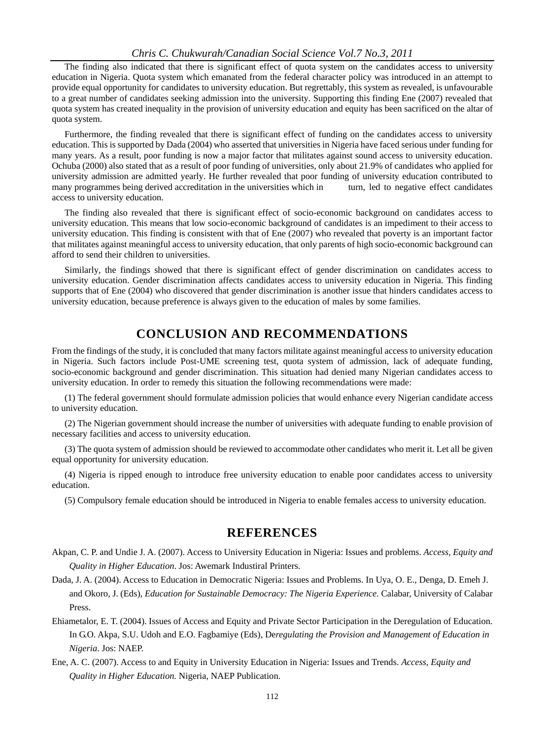The finding also indicated that there is significant effect of quota system on the candidates access to university education in Nigeria. Quota system which emanated from the federal character policy was introduced in an attempt to provide equal opportunity for candidates to university education. But regrettably, this system as revealed, is unfavourable to a great number of candidates seeking admission into the university. Supporting this finding Ene (2007) revealed that quota system has created inequality in the provision of university education and equity has been sacrificed on the altar of quota system.

Furthermore, the finding revealed that there is significant effect of funding on the candidates access to university education. This is supported by Dada (2004) who asserted that universities in Nigeria have faced serious under funding for many years. As a result, poor funding is now a major factor that militates against sound access to university education. Ochuba (2000) also stated that as a result of poor funding of universities, only about 21.9% of candidates who applied for university admission are admitted yearly. He further revealed that poor funding of university education contributed to many programmes being derived accreditation in the universities which in turn, led to negative effect candidates access to university education.

The finding also revealed that there is significant effect of socio-economic background on candidates access to university education. This means that low socio-economic background of candidates is an impediment to their access to university education. This finding is consistent with that of Ene (2007) who revealed that poverty is an important factor that militates against meaningful access to university education, that only parents of high socio-economic background can afford to send their children to universities.

Similarly, the findings showed that there is significant effect of gender discrimination on candidates access to university education. Gender discrimination affects candidates access to university education in Nigeria. This finding supports that of Ene (2004) who discovered that gender discrimination is another issue that hinders candidates access to university education, because preference is always given to the education of males by some families.

## CONCLUSION AND RECOMMENDATIONS

From the findings of the study, it is concluded that many factors militate against meaningful access to university education in Nigeria. Such factors include Post-UME screening test, quota system of admission, lack of adequate funding, socio-economic background and gender discrimination. This situation had denied many Nigerian candidates access to university education. In order to remedy this situation the following recommendations were made:

(1) The federal government should formulate admission policies that would enhance every Nigerian candidate access to university education.

(2) The Nigerian government should increase the number of universities with adequate funding to enable provision of necessary facilities and access to university education.

(3) The quota system of admission should be reviewed to accommodate other candidates who merit it. Let all be given equal opportunity for university education.

(4) Nigeria is ripped enough to introduce free university education to enable poor candidates access to university education.

(5) Compulsory female education should be introduced in Nigeria to enable females access to university education.

## REFERENCES

Akpan, C. P. and Undie J. A. (2007). Access to University Education in Nigeria: Issues and problems. *Access, Equity and Quality in Higher Education*. Jos: Awemark Industiral Printers.

Dada, J. A. (2004). Access to Education in Democratic Nigeria: Issues and Problems. In Uya, O. E., Denga, D. Emeh J. and Okoro, J. (Eds), *Education for Sustainable Democracy: The Nigeria Experience*. Calabar, University of Calabar Press.

Ehiametalor, E. T. (2004). Issues of Access and Equity and Private Sector Participation in the Deregulation of Education. In G.O. Akpa, S.U. Udoh and E.O. Fagbamiye (Eds), De*regulating the Provision and Management of Education in Nigeria*. Jos: NAEP.

Ene, A. C. (2007). Access to and Equity in University Education in Nigeria: Issues and Trends. *Access, Equity and Quality in Higher Education.* Nigeria, NAEP Publication.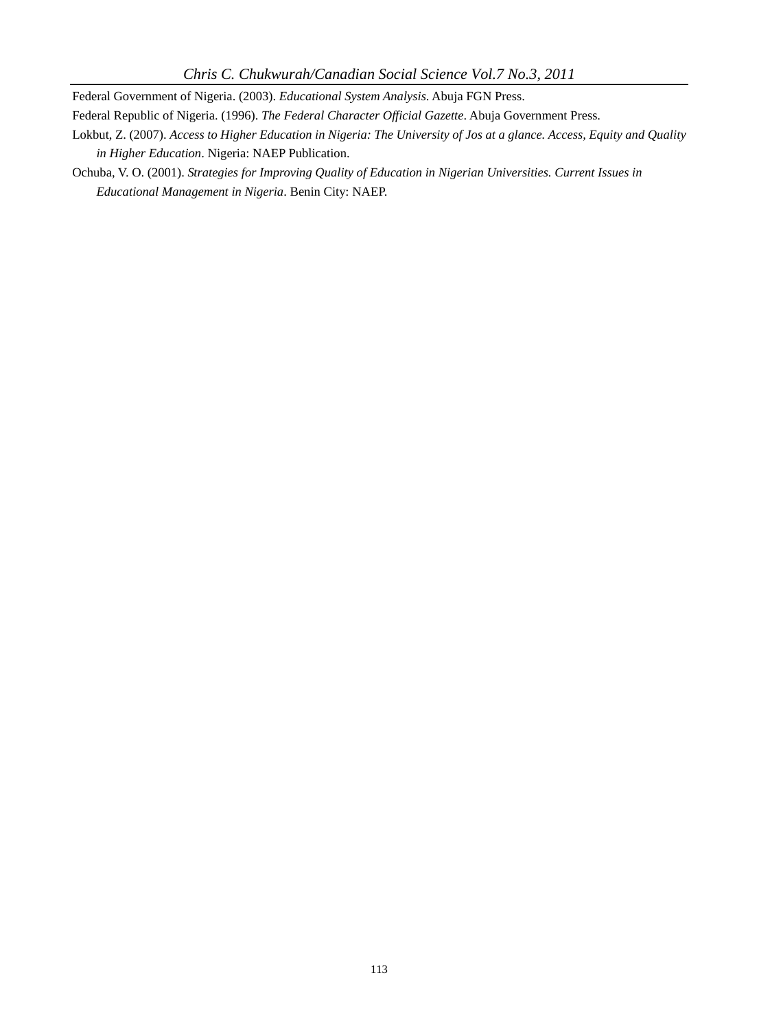Federal Government of Nigeria. (2003). *Educational System Analysis*. Abuja FGN Press.

Federal Republic of Nigeria. (1996). *The Federal Character Official Gazette*. Abuja Government Press.

Lokbut, Z. (2007). *Access to Higher Education in Nigeria: The University of Jos at a glance. Access, Equity and Quality in Higher Education*. Nigeria: NAEP Publication.

Ochuba, V. O. (2001). *Strategies for Improving Quality of Education in Nigerian Universities. Current Issues in Educational Management in Nigeria*. Benin City: NAEP.